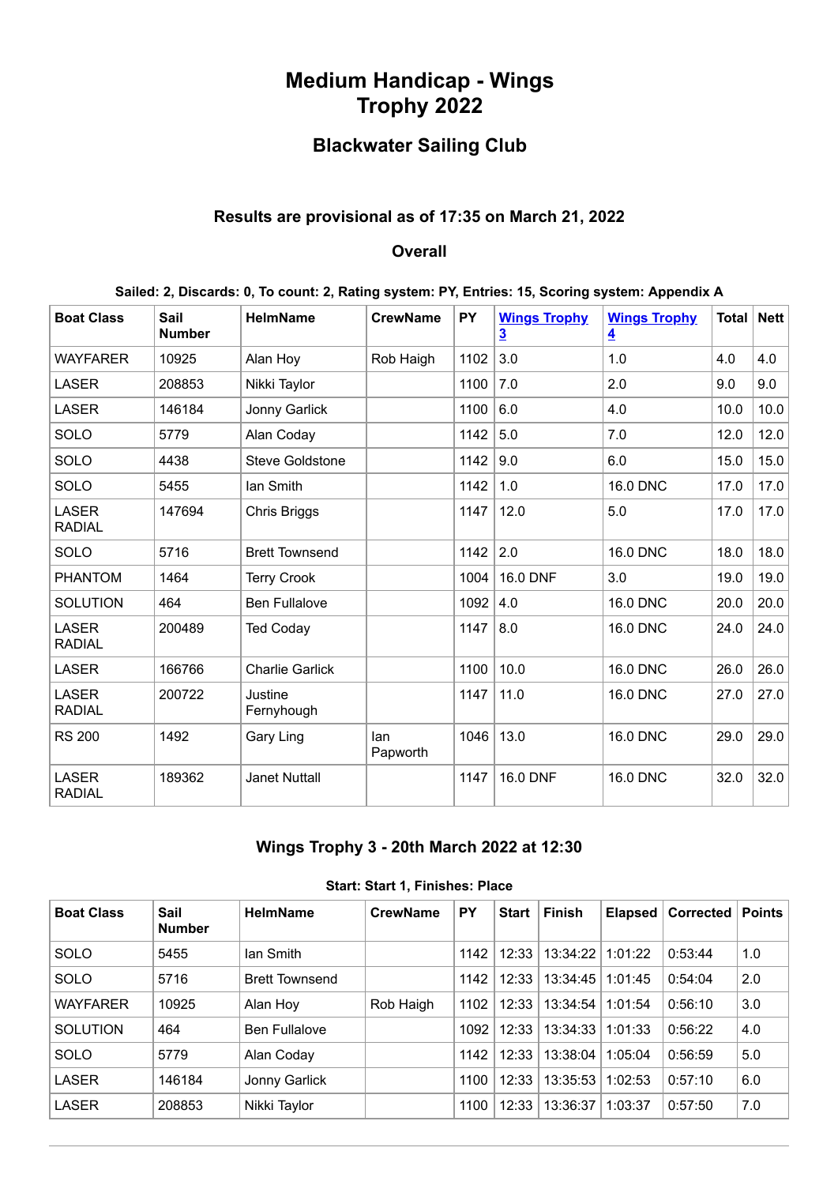# Medium Handicap - Wings Trophy 2022

## Blackwater Sailing Club

### Results are provisional as of 17:35 on March 21, 2022

### Overall

**Sailed: 2, Discards: 0, To count: 2, Rating system: PY, Entries: 15, Scoring system: Appendix A**

| Boat Class | Sail Number | HelmName | CrewName | PY | [Wings Trophy 3] | [Wings Trophy 4] | Total | Nett |
|---|---|---|---|---|---|---|---|---|
| WAYFARER | 10925 | Alan Hoy | Rob Haigh | 1102 | 3.0 | 1.0 | 4.0 | 4.0 |
| LASER | 208853 | Nikki Taylor | | 1100 | 7.0 | 2.0 | 9.0 | 9.0 |
| LASER | 146184 | Jonny Garlick | | 1100 | 6.0 | 4.0 | 10.0 | 10.0 |
| SOLO | 5779 | Alan Coday | | 1142 | 5.0 | 7.0 | 12.0 | 12.0 |
| SOLO | 4438 | Steve Goldstone | | 1142 | 9.0 | 6.0 | 15.0 | 15.0 |
| SOLO | 5455 | Ian Smith | | 1142 | 1.0 | 16.0 DNC | 17.0 | 17.0 |
| LASER RADIAL | 147694 | Chris Briggs | | 1147 | 12.0 | 5.0 | 17.0 | 17.0 |
| SOLO | 5716 | Brett Townsend | | 1142 | 2.0 | 16.0 DNC | 18.0 | 18.0 |
| PHANTOM | 1464 | Terry Crook | | 1004 | 16.0 DNF | 3.0 | 19.0 | 19.0 |
| SOLUTION | 464 | Ben Fullalove | | 1092 | 4.0 | 16.0 DNC | 20.0 | 20.0 |
| LASER RADIAL | 200489 | Ted Coday | | 1147 | 8.0 | 16.0 DNC | 24.0 | 24.0 |
| LASER | 166766 | Charlie Garlick | | 1100 | 10.0 | 16.0 DNC | 26.0 | 26.0 |
| LASER RADIAL | 200722 | Justine Fernyhough | | 1147 | 11.0 | 16.0 DNC | 27.0 | 27.0 |
| RS 200 | 1492 | Gary Ling | Ian Papworth | 1046 | 13.0 | 16.0 DNC | 29.0 | 29.0 |
| LASER RADIAL | 189362 | Janet Nuttall | | 1147 | 16.0 DNF | 16.0 DNC | 32.0 | 32.0 |

### Wings Trophy 3 - 20th March 2022 at 12:30

**Start: Start 1, Finishes: Place**

| Boat Class | Sail Number | HelmName | CrewName | PY | Start | Finish | Elapsed | Corrected | Points |
|---|---|---|---|---|---|---|---|---|---|
| SOLO | 5455 | Ian Smith | | 1142 | 12:33 | 13:34:22 | 1:01:22 | 0:53:44 | 1.0 |
| SOLO | 5716 | Brett Townsend | | 1142 | 12:33 | 13:34:45 | 1:01:45 | 0:54:04 | 2.0 |
| WAYFARER | 10925 | Alan Hoy | Rob Haigh | 1102 | 12:33 | 13:34:54 | 1:01:54 | 0:56:10 | 3.0 |
| SOLUTION | 464 | Ben Fullalove | | 1092 | 12:33 | 13:34:33 | 1:01:33 | 0:56:22 | 4.0 |
| SOLO | 5779 | Alan Coday | | 1142 | 12:33 | 13:38:04 | 1:05:04 | 0:56:59 | 5.0 |
| LASER | 146184 | Jonny Garlick | | 1100 | 12:33 | 13:35:53 | 1:02:53 | 0:57:10 | 6.0 |
| LASER | 208853 | Nikki Taylor | | 1100 | 12:33 | 13:36:37 | 1:03:37 | 0:57:50 | 7.0 |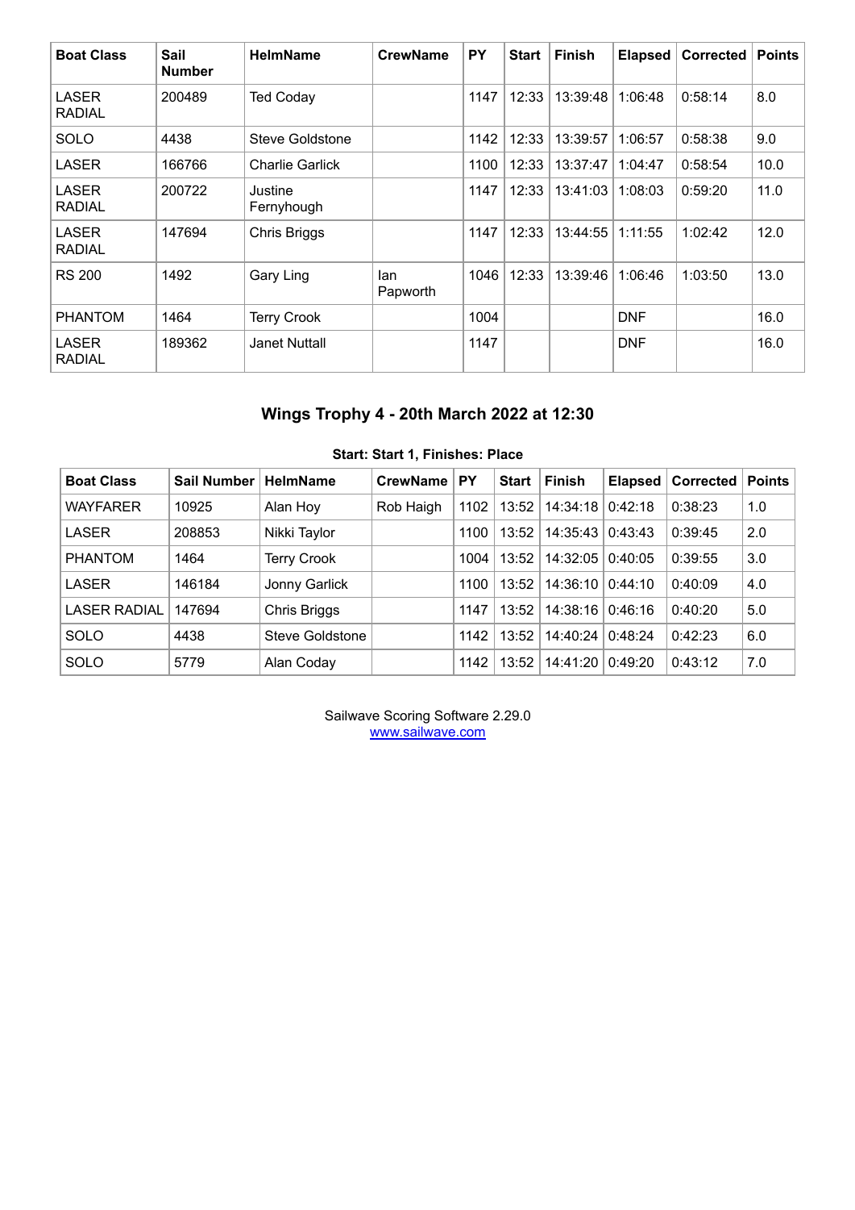| Boat Class | Sail Number | HelmName | CrewName | PY | Start | Finish | Elapsed | Corrected | Points |
|---|---|---|---|---|---|---|---|---|---|
| LASER RADIAL | 200489 | Ted Coday | | 1147 | 12:33 | 13:39:48 | 1:06:48 | 0:58:14 | 8.0 |
| SOLO | 4438 | Steve Goldstone | | 1142 | 12:33 | 13:39:57 | 1:06:57 | 0:58:38 | 9.0 |
| LASER | 166766 | Charlie Garlick | | 1100 | 12:33 | 13:37:47 | 1:04:47 | 0:58:54 | 10.0 |
| LASER RADIAL | 200722 | Justine Fernyhough | | 1147 | 12:33 | 13:41:03 | 1:08:03 | 0:59:20 | 11.0 |
| LASER RADIAL | 147694 | Chris Briggs | | 1147 | 12:33 | 13:44:55 | 1:11:55 | 1:02:42 | 12.0 |
| RS 200 | 1492 | Gary Ling | Ian Papworth | 1046 | 12:33 | 13:39:46 | 1:06:46 | 1:03:50 | 13.0 |
| PHANTOM | 1464 | Terry Crook | | 1004 | | | DNF | | 16.0 |
| LASER RADIAL | 189362 | Janet Nuttall | | 1147 | | | DNF | | 16.0 |

## Wings Trophy 4 - 20th March 2022 at 12:30

**Start: Start 1, Finishes: Place**

| Boat Class | Sail Number | HelmName | CrewName | PY | Start | Finish | Elapsed | Corrected | Points |
|---|---|---|---|---|---|---|---|---|---|
| WAYFARER | 10925 | Alan Hoy | Rob Haigh | 1102 | 13:52 | 14:34:18 | 0:42:18 | 0:38:23 | 1.0 |
| LASER | 208853 | Nikki Taylor | | 1100 | 13:52 | 14:35:43 | 0:43:43 | 0:39:45 | 2.0 |
| PHANTOM | 1464 | Terry Crook | | 1004 | 13:52 | 14:32:05 | 0:40:05 | 0:39:55 | 3.0 |
| LASER | 146184 | Jonny Garlick | | 1100 | 13:52 | 14:36:10 | 0:44:10 | 0:40:09 | 4.0 |
| LASER RADIAL | 147694 | Chris Briggs | | 1147 | 13:52 | 14:38:16 | 0:46:16 | 0:40:20 | 5.0 |
| SOLO | 4438 | Steve Goldstone | | 1142 | 13:52 | 14:40:24 | 0:48:24 | 0:42:23 | 6.0 |
| SOLO | 5779 | Alan Coday | | 1142 | 13:52 | 14:41:20 | 0:49:20 | 0:43:12 | 7.0 |

Sailwave Scoring Software 2.29.0
www.sailwave.com